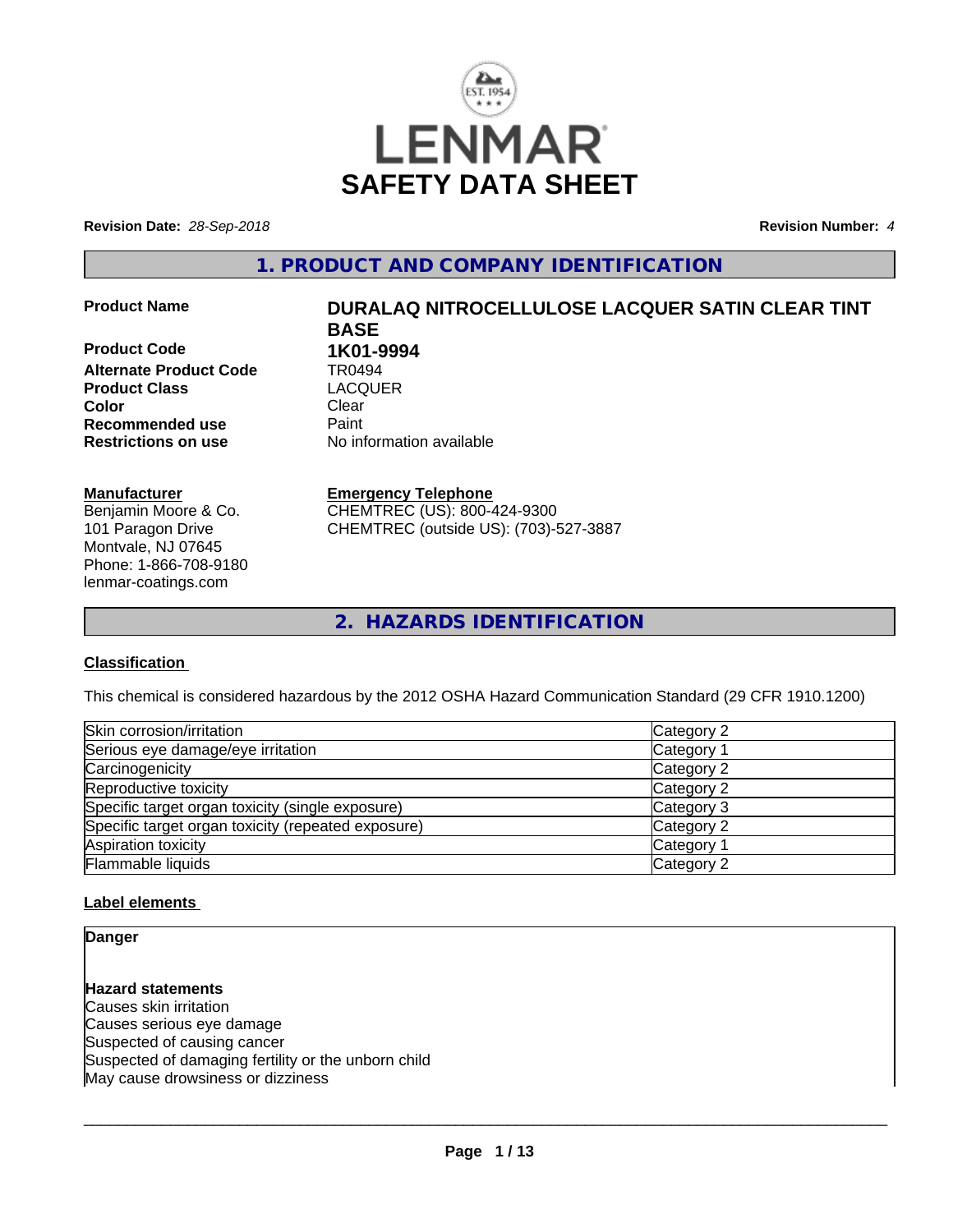# SAFETY DATA SHEET

**Revision Date:** *28-Sep-2018* **Revision Number:** *4*

## 1. PRODUCT AND COMPANY IDENTIFICATION

**Product Name** **DURALAQ NITROCELLULOSE LACQUER SATIN CLEAR TINT BASE**

**Product Code** **1K01-9994**

**Alternate Product Code** TR0494

**Product Class** LACQUER

**Color** Clear

**Recommended use** Paint

**Restrictions on use** No information available

**Manufacturer**
Benjamin Moore & Co.
101 Paragon Drive
Montvale, NJ 07645
Phone: 1-866-708-9180
lenmar-coatings.com

**Emergency Telephone**
CHEMTREC (US): 800-424-9300
CHEMTREC (outside US): (703)-527-3887

## 2. HAZARDS IDENTIFICATION

### Classification

This chemical is considered hazardous by the 2012 OSHA Hazard Communication Standard (29 CFR 1910.1200)

| Hazard | Category |
|---|---|
| Skin corrosion/irritation | Category 2 |
| Serious eye damage/eye irritation | Category 1 |
| Carcinogenicity | Category 2 |
| Reproductive toxicity | Category 2 |
| Specific target organ toxicity (single exposure) | Category 3 |
| Specific target organ toxicity (repeated exposure) | Category 2 |
| Aspiration toxicity | Category 1 |
| Flammable liquids | Category 2 |

### Label elements

**Danger**

**Hazard statements**
Causes skin irritation
Causes serious eye damage
Suspected of causing cancer
Suspected of damaging fertility or the unborn child
May cause drowsiness or dizziness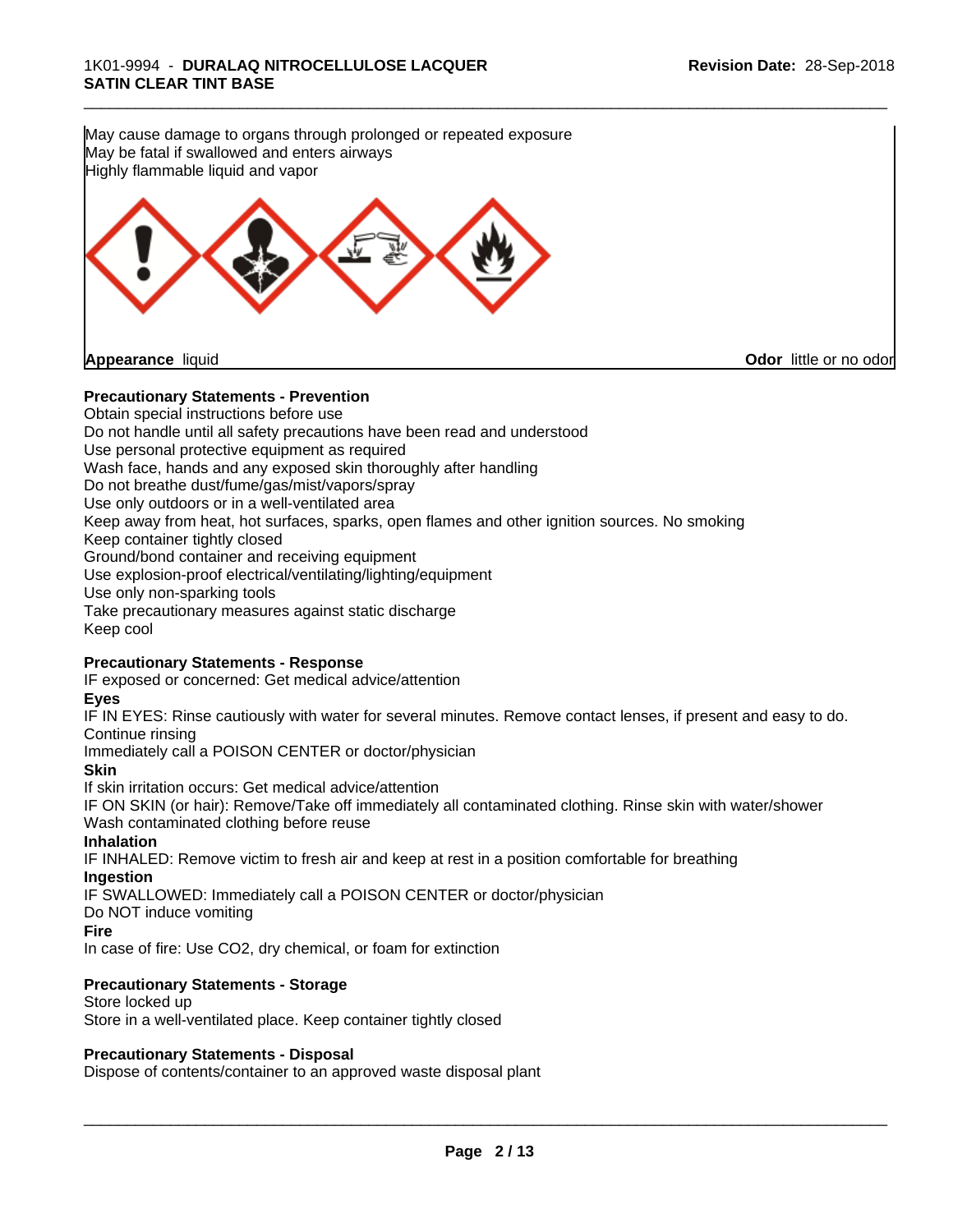May cause damage to organs through prolonged or repeated exposure
May be fatal if swallowed and enters airways
Highly flammable liquid and vapor

**Appearance** liquid

**Odor** little or no odor

**Precautionary Statements - Prevention**

Obtain special instructions before use
Do not handle until all safety precautions have been read and understood
Use personal protective equipment as required
Wash face, hands and any exposed skin thoroughly after handling
Do not breathe dust/fume/gas/mist/vapors/spray
Use only outdoors or in a well-ventilated area
Keep away from heat, hot surfaces, sparks, open flames and other ignition sources. No smoking
Keep container tightly closed
Ground/bond container and receiving equipment
Use explosion-proof electrical/ventilating/lighting/equipment
Use only non-sparking tools
Take precautionary measures against static discharge
Keep cool

**Precautionary Statements - Response**

IF exposed or concerned: Get medical advice/attention

**Eyes**

IF IN EYES: Rinse cautiously with water for several minutes. Remove contact lenses, if present and easy to do. Continue rinsing
Immediately call a POISON CENTER or doctor/physician

**Skin**

If skin irritation occurs: Get medical advice/attention
IF ON SKIN (or hair): Remove/Take off immediately all contaminated clothing. Rinse skin with water/shower
Wash contaminated clothing before reuse

**Inhalation**

IF INHALED: Remove victim to fresh air and keep at rest in a position comfortable for breathing

**Ingestion**

IF SWALLOWED: Immediately call a POISON CENTER or doctor/physician
Do NOT induce vomiting

**Fire**

In case of fire: Use $CO_2$, dry chemical, or foam for extinction

**Precautionary Statements - Storage**

Store locked up
Store in a well-ventilated place. Keep container tightly closed

**Precautionary Statements - Disposal**

Dispose of contents/container to an approved waste disposal plant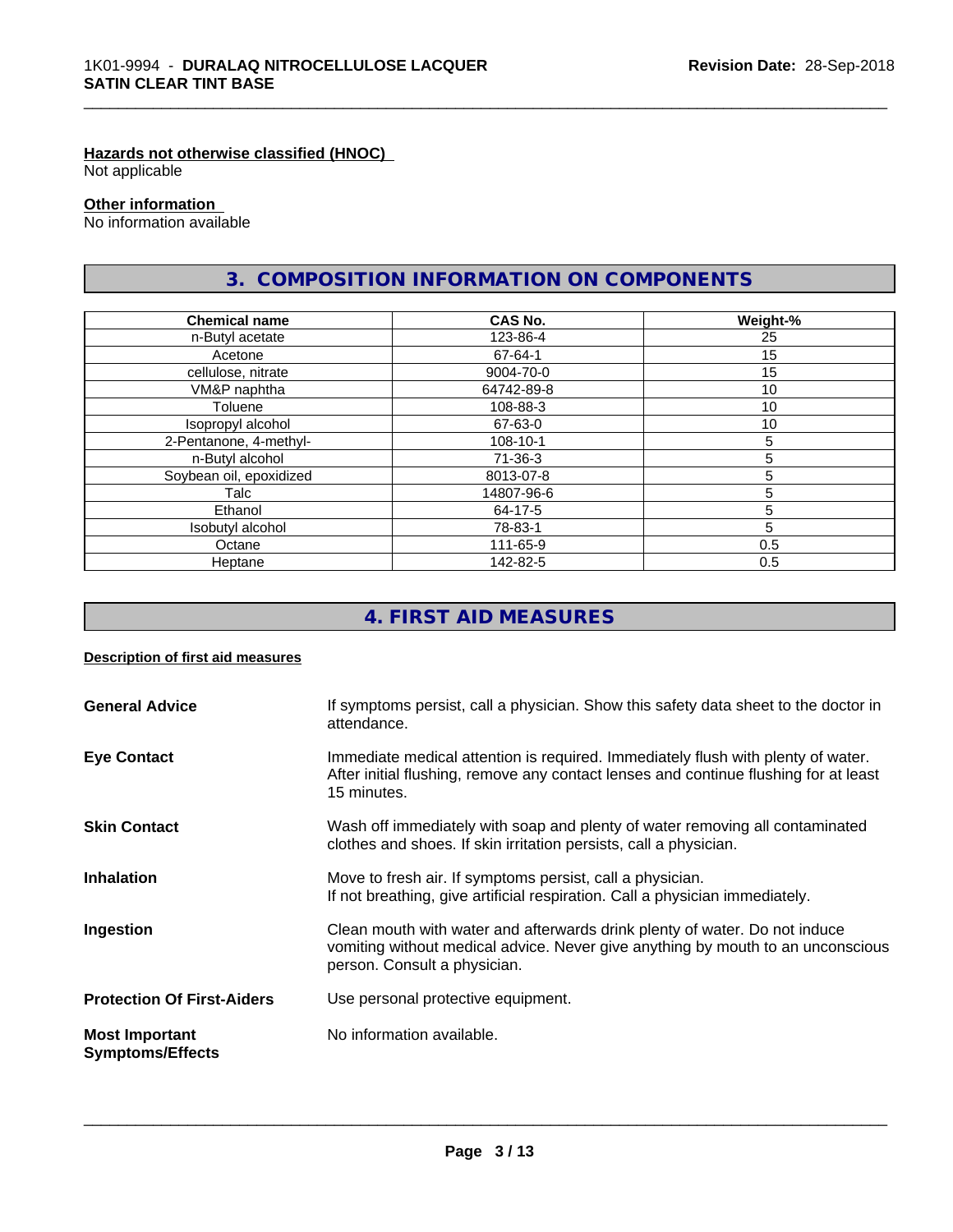**Hazards not otherwise classified (HNOC)**
Not applicable

**Other information**
No information available

## 3. COMPOSITION INFORMATION ON COMPONENTS

| Chemical name | CAS No. | Weight-% |
|---|---|---|
| n-Butyl acetate | 123-86-4 | 25 |
| Acetone | 67-64-1 | 15 |
| cellulose, nitrate | 9004-70-0 | 15 |
| VM&P naphtha | 64742-89-8 | 10 |
| Toluene | 108-88-3 | 10 |
| Isopropyl alcohol | 67-63-0 | 10 |
| 2-Pentanone, 4-methyl- | 108-10-1 | 5 |
| n-Butyl alcohol | 71-36-3 | 5 |
| Soybean oil, epoxidized | 8013-07-8 | 5 |
| Talc | 14807-96-6 | 5 |
| Ethanol | 64-17-5 | 5 |
| Isobutyl alcohol | 78-83-1 | 5 |
| Octane | 111-65-9 | 0.5 |
| Heptane | 142-82-5 | 0.5 |

## 4. FIRST AID MEASURES

**Description of first aid measures**

**General Advice** If symptoms persist, call a physician. Show this safety data sheet to the doctor in attendance.

**Eye Contact** Immediate medical attention is required. Immediately flush with plenty of water. After initial flushing, remove any contact lenses and continue flushing for at least 15 minutes.

**Skin Contact** Wash off immediately with soap and plenty of water removing all contaminated clothes and shoes. If skin irritation persists, call a physician.

**Inhalation** Move to fresh air. If symptoms persist, call a physician.
If not breathing, give artificial respiration. Call a physician immediately.

**Ingestion** Clean mouth with water and afterwards drink plenty of water. Do not induce vomiting without medical advice. Never give anything by mouth to an unconscious person. Consult a physician.

**Protection Of First-Aiders** Use personal protective equipment.

**Most Important Symptoms/Effects** No information available.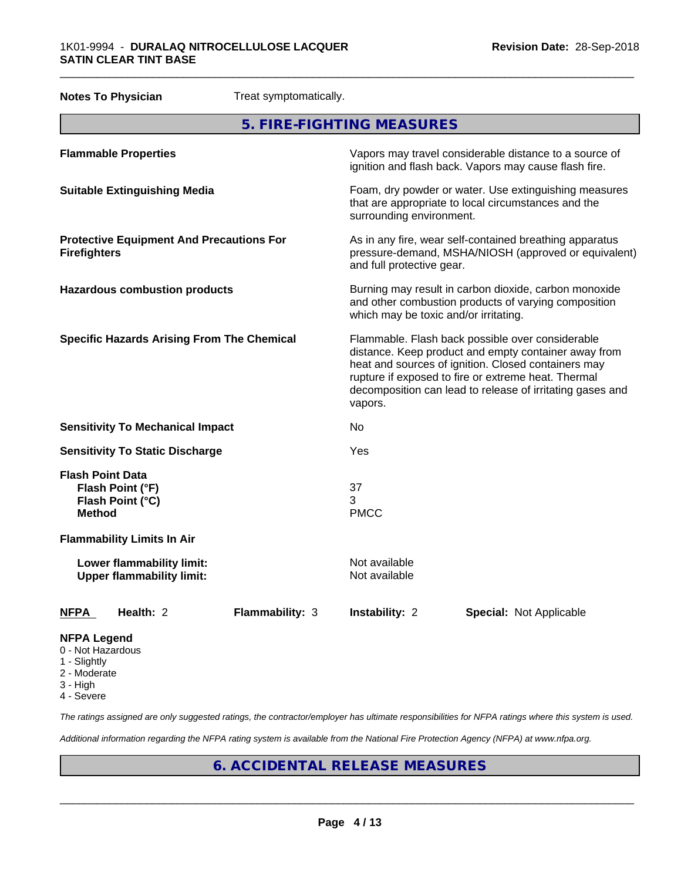**Notes To Physician** Treat symptomatically.

## 5. FIRE-FIGHTING MEASURES

| | |
|---|---|
| **Flammable Properties** | Vapors may travel considerable distance to a source of ignition and flash back. Vapors may cause flash fire. |
| **Suitable Extinguishing Media** | Foam, dry powder or water. Use extinguishing measures that are appropriate to local circumstances and the surrounding environment. |
| **Protective Equipment And Precautions For Firefighters** | As in any fire, wear self-contained breathing apparatus pressure-demand, MSHA/NIOSH (approved or equivalent) and full protective gear. |
| **Hazardous combustion products** | Burning may result in carbon dioxide, carbon monoxide and other combustion products of varying composition which may be toxic and/or irritating. |
| **Specific Hazards Arising From The Chemical** | Flammable. Flash back possible over considerable distance. Keep product and empty container away from heat and sources of ignition. Closed containers may rupture if exposed to fire or extreme heat. Thermal decomposition can lead to release of irritating gases and vapors. |
| **Sensitivity To Mechanical Impact** | No |
| **Sensitivity To Static Discharge** | Yes |

**Flash Point Data**

| | |
|---|---|
| **Flash Point (°F)** | 37 |
| **Flash Point (°C)** | 3 |
| **Method** | PMCC |

**Flammability Limits In Air**

| | |
|---|---|
| **Lower flammability limit:** | Not available |
| **Upper flammability limit:** | Not available |

| **NFPA** | **Health:** 2 | **Flammability:** 3 | **Instability:** 2 | **Special:** Not Applicable |
|---|---|---|---|---|

**NFPA Legend**
- 0 - Not Hazardous
- 1 - Slightly
- 2 - Moderate
- 3 - High
- 4 - Severe

*The ratings assigned are only suggested ratings, the contractor/employer has ultimate responsibilities for NFPA ratings where this system is used.*

*Additional information regarding the NFPA rating system is available from the National Fire Protection Agency (NFPA) at www.nfpa.org.*

## 6. ACCIDENTAL RELEASE MEASURES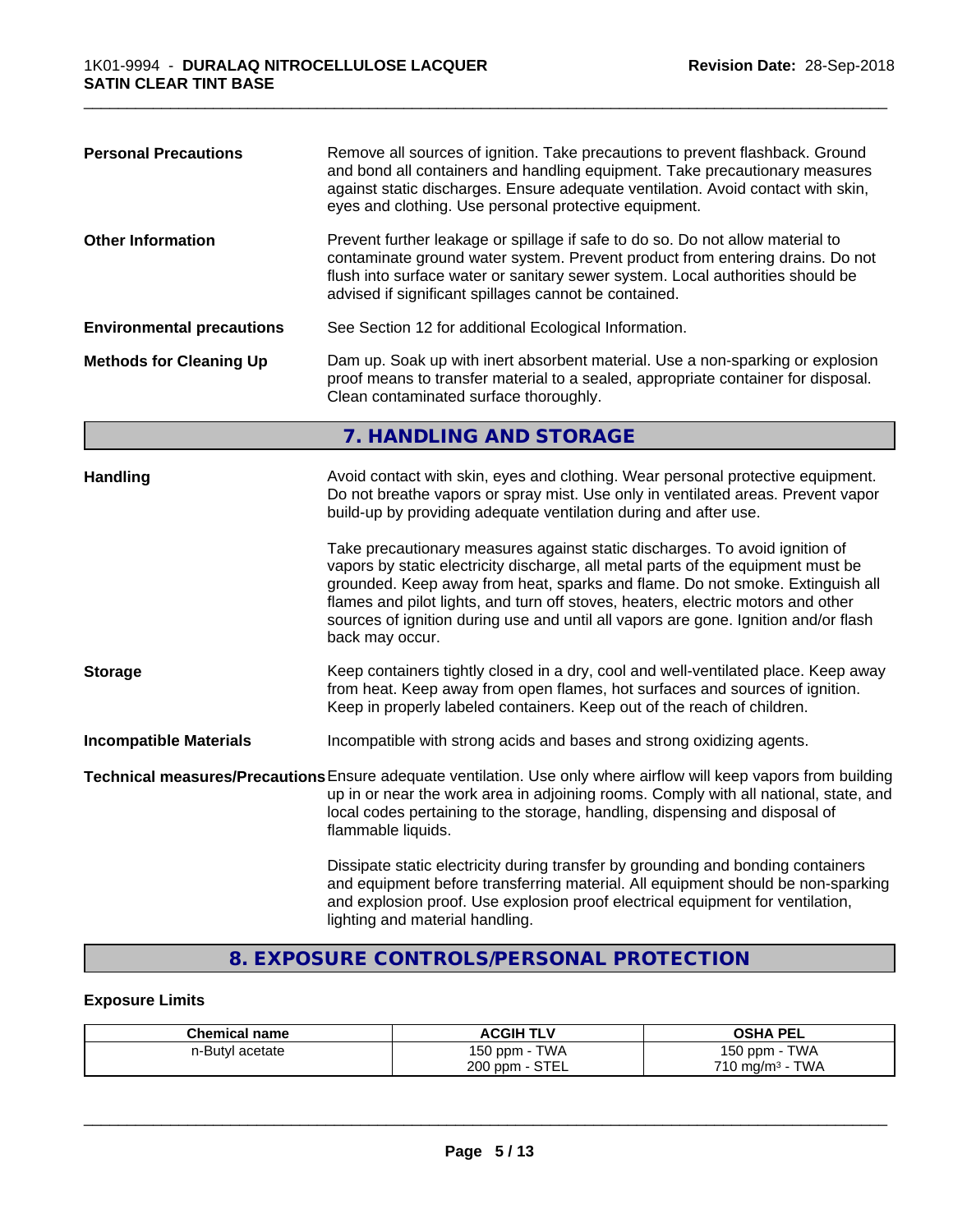**Personal Precautions** Remove all sources of ignition. Take precautions to prevent flashback. Ground and bond all containers and handling equipment. Take precautionary measures against static discharges. Ensure adequate ventilation. Avoid contact with skin, eyes and clothing. Use personal protective equipment.

**Other Information** Prevent further leakage or spillage if safe to do so. Do not allow material to contaminate ground water system. Prevent product from entering drains. Do not flush into surface water or sanitary sewer system. Local authorities should be advised if significant spillages cannot be contained.

**Environmental precautions** See Section 12 for additional Ecological Information.

**Methods for Cleaning Up** Dam up. Soak up with inert absorbent material. Use a non-sparking or explosion proof means to transfer material to a sealed, appropriate container for disposal. Clean contaminated surface thoroughly.

## 7. HANDLING AND STORAGE

**Handling** Avoid contact with skin, eyes and clothing. Wear personal protective equipment. Do not breathe vapors or spray mist. Use only in ventilated areas. Prevent vapor build-up by providing adequate ventilation during and after use.

Take precautionary measures against static discharges. To avoid ignition of vapors by static electricity discharge, all metal parts of the equipment must be grounded. Keep away from heat, sparks and flame. Do not smoke. Extinguish all flames and pilot lights, and turn off stoves, heaters, electric motors and other sources of ignition during use and until all vapors are gone. Ignition and/or flash back may occur.

**Storage** Keep containers tightly closed in a dry, cool and well-ventilated place. Keep away from heat. Keep away from open flames, hot surfaces and sources of ignition. Keep in properly labeled containers. Keep out of the reach of children.

**Incompatible Materials** Incompatible with strong acids and bases and strong oxidizing agents.

**Technical measures/Precautions** Ensure adequate ventilation. Use only where airflow will keep vapors from building up in or near the work area in adjoining rooms. Comply with all national, state, and local codes pertaining to the storage, handling, dispensing and disposal of flammable liquids.

Dissipate static electricity during transfer by grounding and bonding containers and equipment before transferring material. All equipment should be non-sparking and explosion proof. Use explosion proof electrical equipment for ventilation, lighting and material handling.

## 8. EXPOSURE CONTROLS/PERSONAL PROTECTION

### Exposure Limits

| Chemical name | ACGIH TLV | OSHA PEL |
|---|---|---|
| n-Butyl acetate | 150 ppm - TWA<br>200 ppm - STEL | 150 ppm - TWA<br>710 mg/m³ - TWA |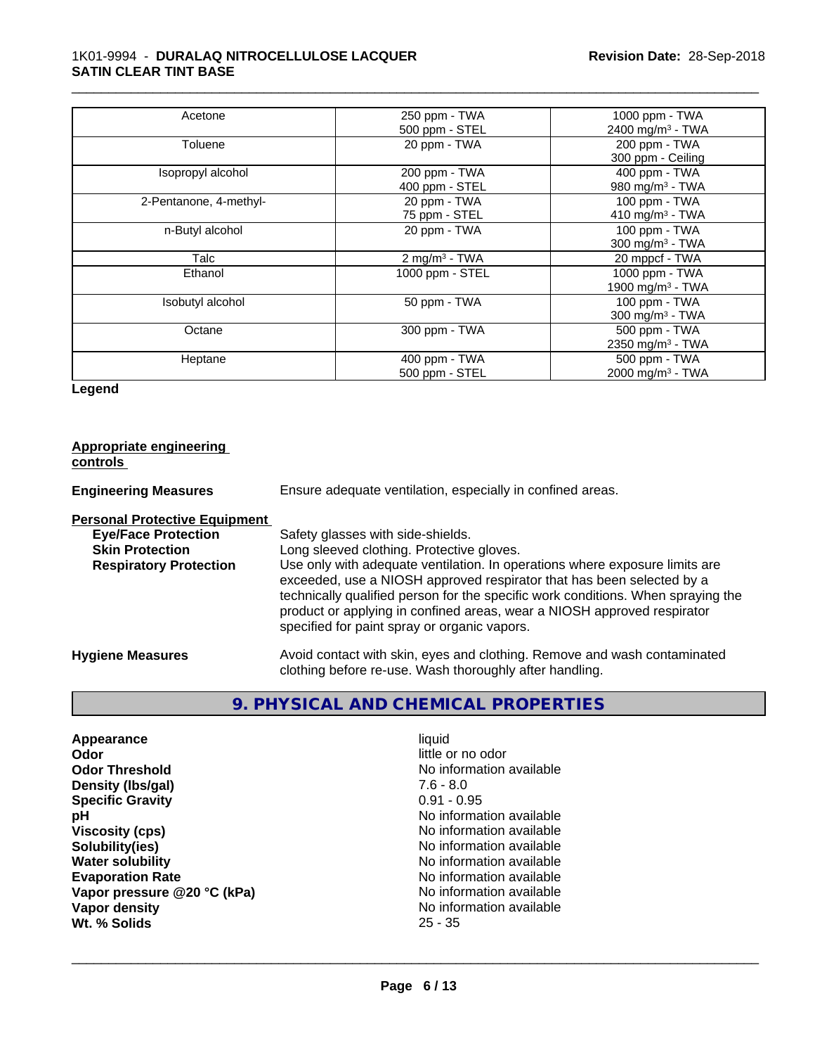| | | |
|---|---|---|
| Acetone | 250 ppm - TWA<br>500 ppm - STEL | 1000 ppm - TWA<br>2400 mg/m³ - TWA |
| Toluene | 20 ppm - TWA | 200 ppm - TWA<br>300 ppm - Ceiling |
| Isopropyl alcohol | 200 ppm - TWA<br>400 ppm - STEL | 400 ppm - TWA<br>980 mg/m³ - TWA |
| 2-Pentanone, 4-methyl- | 20 ppm - TWA<br>75 ppm - STEL | 100 ppm - TWA<br>410 mg/m³ - TWA |
| n-Butyl alcohol | 20 ppm - TWA | 100 ppm - TWA<br>300 mg/m³ - TWA |
| Talc | 2 mg/m³ - TWA | 20 mppcf - TWA |
| Ethanol | 1000 ppm - STEL | 1000 ppm - TWA<br>1900 mg/m³ - TWA |
| Isobutyl alcohol | 50 ppm - TWA | 100 ppm - TWA<br>300 mg/m³ - TWA |
| Octane | 300 ppm - TWA | 500 ppm - TWA<br>2350 mg/m³ - TWA |
| Heptane | 400 ppm - TWA<br>500 ppm - STEL | 500 ppm - TWA<br>2000 mg/m³ - TWA |

**Legend**

**Appropriate engineering controls**

**Engineering Measures** Ensure adequate ventilation, especially in confined areas.

**Personal Protective Equipment**

**Eye/Face Protection** Safety glasses with side-shields.

**Skin Protection** Long sleeved clothing. Protective gloves.

**Respiratory Protection** Use only with adequate ventilation. In operations where exposure limits are exceeded, use a NIOSH approved respirator that has been selected by a technically qualified person for the specific work conditions. When spraying the product or applying in confined areas, wear a NIOSH approved respirator specified for paint spray or organic vapors.

**Hygiene Measures** Avoid contact with skin, eyes and clothing. Remove and wash contaminated clothing before re-use. Wash thoroughly after handling.

## 9. PHYSICAL AND CHEMICAL PROPERTIES

| | |
|---|---|
| **Appearance** | liquid |
| **Odor** | little or no odor |
| **Odor Threshold** | No information available |
| **Density (lbs/gal)** | 7.6 - 8.0 |
| **Specific Gravity** | 0.91 - 0.95 |
| **pH** | No information available |
| **Viscosity (cps)** | No information available |
| **Solubility(ies)** | No information available |
| **Water solubility** | No information available |
| **Evaporation Rate** | No information available |
| **Vapor pressure @20 °C (kPa)** | No information available |
| **Vapor density** | No information available |
| **Wt. % Solids** | 25 - 35 |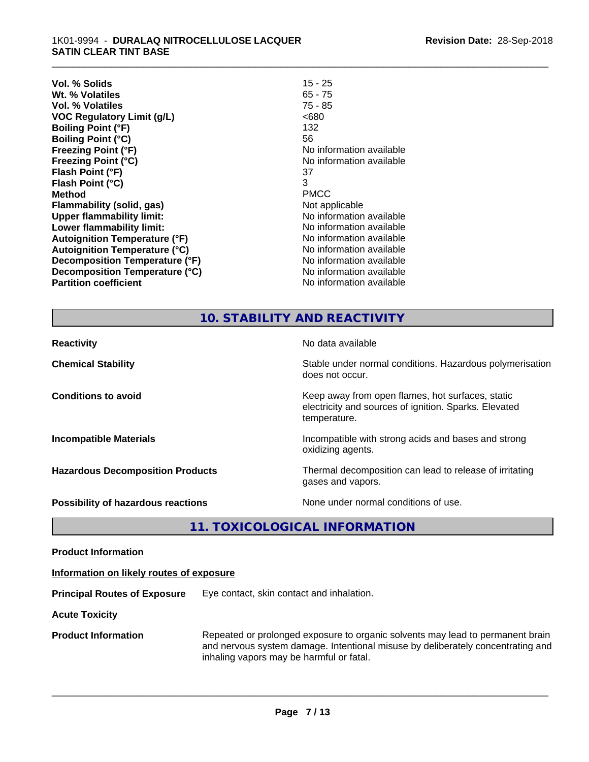| | |
|---|---|
| **Vol. % Solids** | 15 - 25 |
| **Wt. % Volatiles** | 65 - 75 |
| **Vol. % Volatiles** | 75 - 85 |
| **VOC Regulatory Limit (g/L)** | <680 |
| **Boiling Point (°F)** | 132 |
| **Boiling Point (°C)** | 56 |
| **Freezing Point (°F)** | No information available |
| **Freezing Point (°C)** | No information available |
| **Flash Point (°F)** | 37 |
| **Flash Point (°C)** | 3 |
| **Method** | PMCC |
| **Flammability (solid, gas)** | Not applicable |
| **Upper flammability limit:** | No information available |
| **Lower flammability limit:** | No information available |
| **Autoignition Temperature (°F)** | No information available |
| **Autoignition Temperature (°C)** | No information available |
| **Decomposition Temperature (°F)** | No information available |
| **Decomposition Temperature (°C)** | No information available |
| **Partition coefficient** | No information available |

## 10. STABILITY AND REACTIVITY

| | |
|---|---|
| **Reactivity** | No data available |
| **Chemical Stability** | Stable under normal conditions. Hazardous polymerisation does not occur. |
| **Conditions to avoid** | Keep away from open flames, hot surfaces, static electricity and sources of ignition. Sparks. Elevated temperature. |
| **Incompatible Materials** | Incompatible with strong acids and bases and strong oxidizing agents. |
| **Hazardous Decomposition Products** | Thermal decomposition can lead to release of irritating gases and vapors. |
| **Possibility of hazardous reactions** | None under normal conditions of use. |

## 11. TOXICOLOGICAL INFORMATION

**Product Information**

**Information on likely routes of exposure**

**Principal Routes of Exposure** Eye contact, skin contact and inhalation.

**Acute Toxicity**

**Product Information** Repeated or prolonged exposure to organic solvents may lead to permanent brain and nervous system damage. Intentional misuse by deliberately concentrating and inhaling vapors may be harmful or fatal.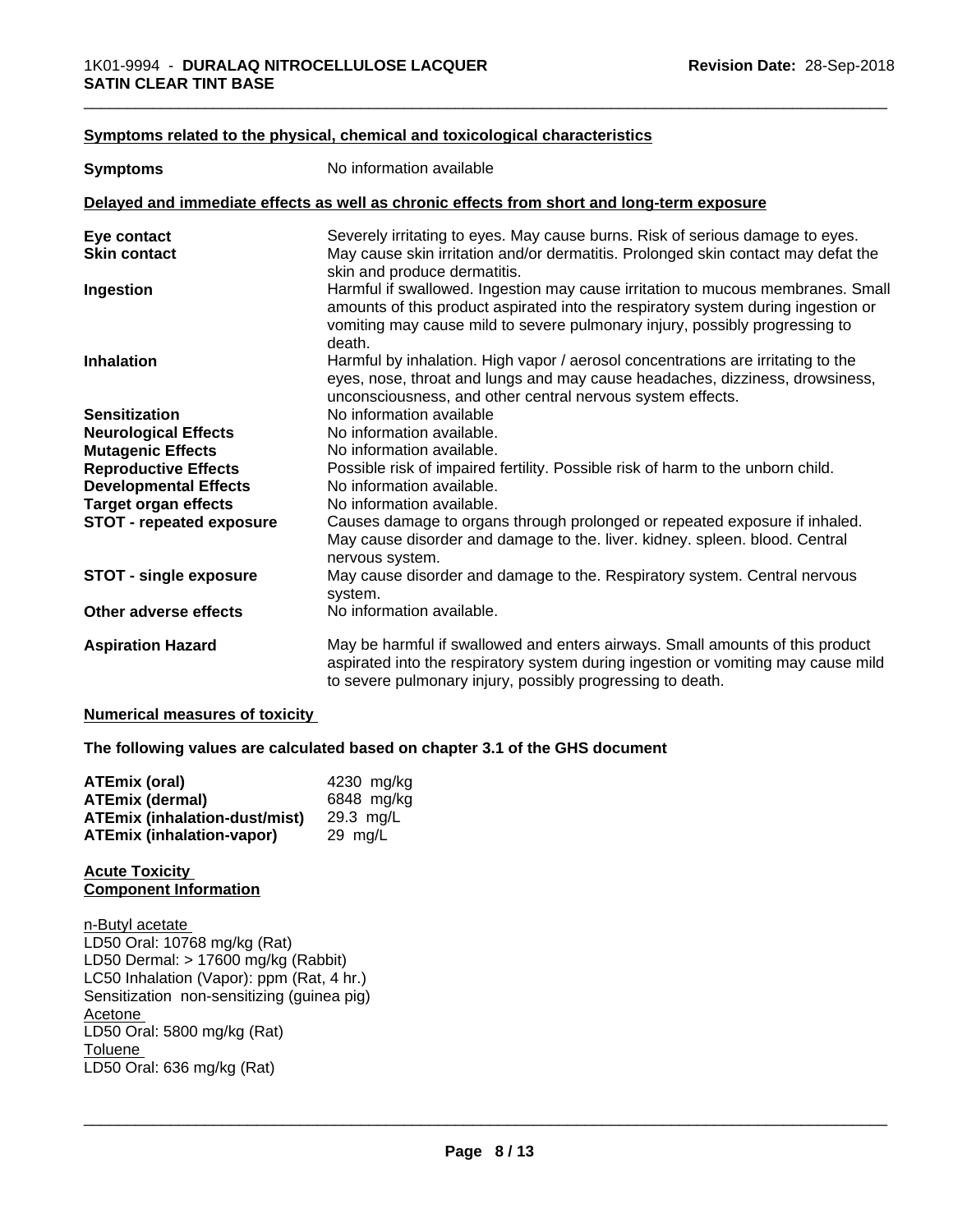**Symptoms related to the physical, chemical and toxicological characteristics**

| | |
|---|---|
| **Symptoms** | No information available |

**Delayed and immediate effects as well as chronic effects from short and long-term exposure**

| | |
|---|---|
| **Eye contact** | Severely irritating to eyes. May cause burns. Risk of serious damage to eyes. |
| **Skin contact** | May cause skin irritation and/or dermatitis. Prolonged skin contact may defat the skin and produce dermatitis. |
| **Ingestion** | Harmful if swallowed. Ingestion may cause irritation to mucous membranes. Small amounts of this product aspirated into the respiratory system during ingestion or vomiting may cause mild to severe pulmonary injury, possibly progressing to death. |
| **Inhalation** | Harmful by inhalation. High vapor / aerosol concentrations are irritating to the eyes, nose, throat and lungs and may cause headaches, dizziness, drowsiness, unconsciousness, and other central nervous system effects. |
| **Sensitization** | No information available |
| **Neurological Effects** | No information available. |
| **Mutagenic Effects** | No information available. |
| **Reproductive Effects** | Possible risk of impaired fertility. Possible risk of harm to the unborn child. |
| **Developmental Effects** | No information available. |
| **Target organ effects** | No information available. |
| **STOT - repeated exposure** | Causes damage to organs through prolonged or repeated exposure if inhaled. May cause disorder and damage to the. liver. kidney. spleen. blood. Central nervous system. |
| **STOT - single exposure** | May cause disorder and damage to the. Respiratory system. Central nervous system. |
| **Other adverse effects** | No information available. |
| **Aspiration Hazard** | May be harmful if swallowed and enters airways. Small amounts of this product aspirated into the respiratory system during ingestion or vomiting may cause mild to severe pulmonary injury, possibly progressing to death. |

**Numerical measures of toxicity**

**The following values are calculated based on chapter 3.1 of the GHS document**

| | |
|---|---|
| **ATEmix (oral)** | 4230 mg/kg |
| **ATEmix (dermal)** | 6848 mg/kg |
| **ATEmix (inhalation-dust/mist)** | 29.3 mg/L |
| **ATEmix (inhalation-vapor)** | 29 mg/L |

**Acute Toxicity**
**Component Information**

n-Butyl acetate
LD50 Oral: 10768 mg/kg (Rat)
LD50 Dermal: > 17600 mg/kg (Rabbit)
LC50 Inhalation (Vapor): ppm (Rat, 4 hr.)
Sensitization non-sensitizing (guinea pig)
Acetone
LD50 Oral: 5800 mg/kg (Rat)
Toluene
LD50 Oral: 636 mg/kg (Rat)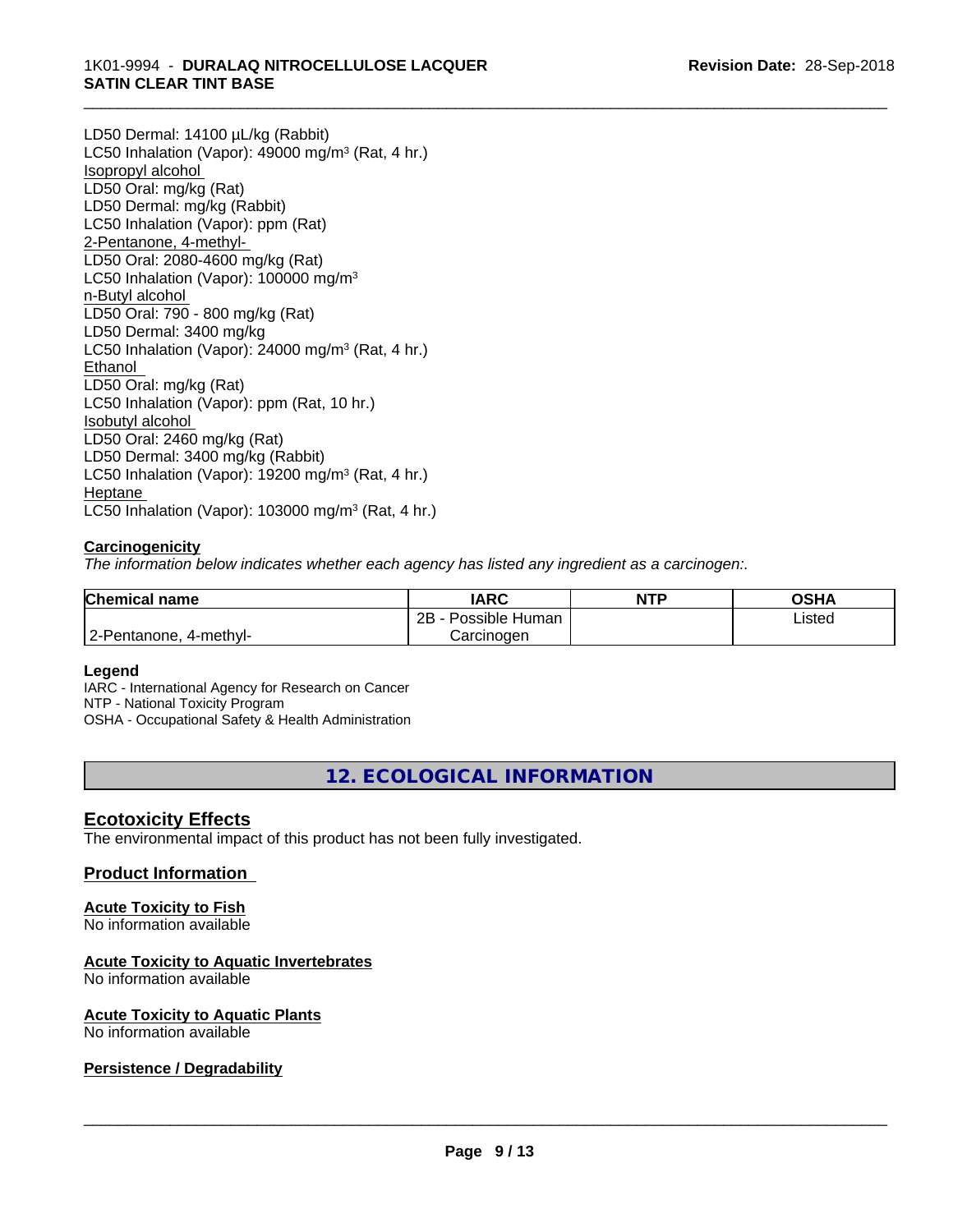LD50 Dermal: 14100 µL/kg (Rabbit)
LC50 Inhalation (Vapor): 49000 mg/m$^3$ (Rat, 4 hr.)

Isopropyl alcohol
LD50 Oral: mg/kg (Rat)
LD50 Dermal: mg/kg (Rabbit)
LC50 Inhalation (Vapor): ppm (Rat)

2-Pentanone, 4-methyl-
LD50 Oral: 2080-4600 mg/kg (Rat)
LC50 Inhalation (Vapor): 100000 mg/m$^3$

n-Butyl alcohol
LD50 Oral: 790 - 800 mg/kg (Rat)
LD50 Dermal: 3400 mg/kg
LC50 Inhalation (Vapor): 24000 mg/m$^3$ (Rat, 4 hr.)

Ethanol
LD50 Oral: mg/kg (Rat)
LC50 Inhalation (Vapor): ppm (Rat, 10 hr.)

Isobutyl alcohol
LD50 Oral: 2460 mg/kg (Rat)
LD50 Dermal: 3400 mg/kg (Rabbit)
LC50 Inhalation (Vapor): 19200 mg/m$^3$ (Rat, 4 hr.)

Heptane
LC50 Inhalation (Vapor): 103000 mg/m$^3$ (Rat, 4 hr.)

**Carcinogenicity**

*The information below indicates whether each agency has listed any ingredient as a carcinogen:.*

| Chemical name | IARC | NTP | OSHA |
|---|---|---|---|
| 2-Pentanone, 4-methyl- | 2B - Possible Human Carcinogen | | Listed |

**Legend**
IARC - International Agency for Research on Cancer
NTP - National Toxicity Program
OSHA - Occupational Safety & Health Administration

## 12. ECOLOGICAL INFORMATION

### Ecotoxicity Effects

The environmental impact of this product has not been fully investigated.

### Product Information

**Acute Toxicity to Fish**
No information available

**Acute Toxicity to Aquatic Invertebrates**
No information available

**Acute Toxicity to Aquatic Plants**
No information available

**Persistence / Degradability**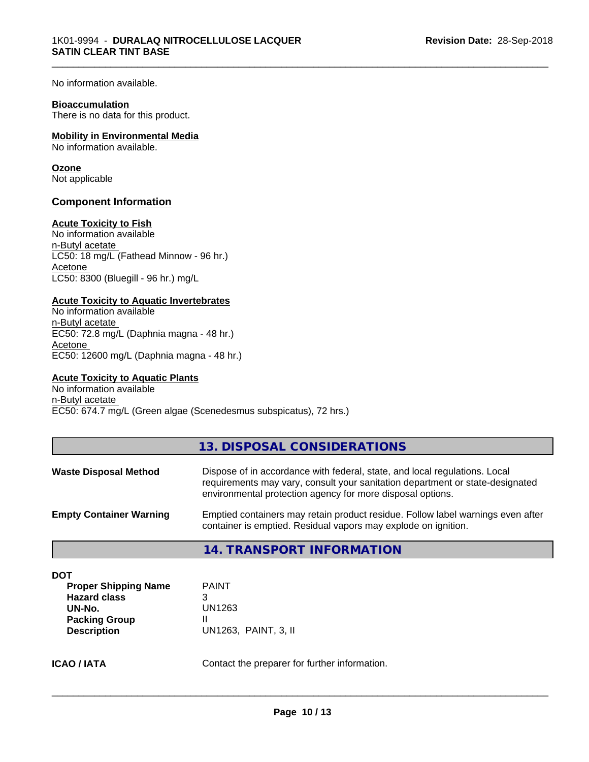No information available.

**Bioaccumulation**
There is no data for this product.

**Mobility in Environmental Media**
No information available.

**Ozone**
Not applicable

## Component Information

**Acute Toxicity to Fish**
No information available
n-Butyl acetate
LC50: 18 mg/L (Fathead Minnow - 96 hr.)
Acetone
LC50: 8300 (Bluegill - 96 hr.) mg/L

**Acute Toxicity to Aquatic Invertebrates**
No information available
n-Butyl acetate
EC50: 72.8 mg/L (Daphnia magna - 48 hr.)
Acetone
EC50: 12600 mg/L (Daphnia magna - 48 hr.)

**Acute Toxicity to Aquatic Plants**
No information available
n-Butyl acetate
EC50: 674.7 mg/L (Green algae (Scenedesmus subspicatus), 72 hrs.)

## 13. DISPOSAL CONSIDERATIONS

**Waste Disposal Method** Dispose of in accordance with federal, state, and local regulations. Local requirements may vary, consult your sanitation department or state-designated environmental protection agency for more disposal options.

**Empty Container Warning** Emptied containers may retain product residue. Follow label warnings even after container is emptied. Residual vapors may explode on ignition.

## 14. TRANSPORT INFORMATION

**DOT**

| | |
|---|---|
| **Proper Shipping Name** | PAINT |
| **Hazard class** | 3 |
| **UN-No.** | UN1263 |
| **Packing Group** | II |
| **Description** | UN1263, PAINT, 3, II |

**ICAO / IATA** Contact the preparer for further information.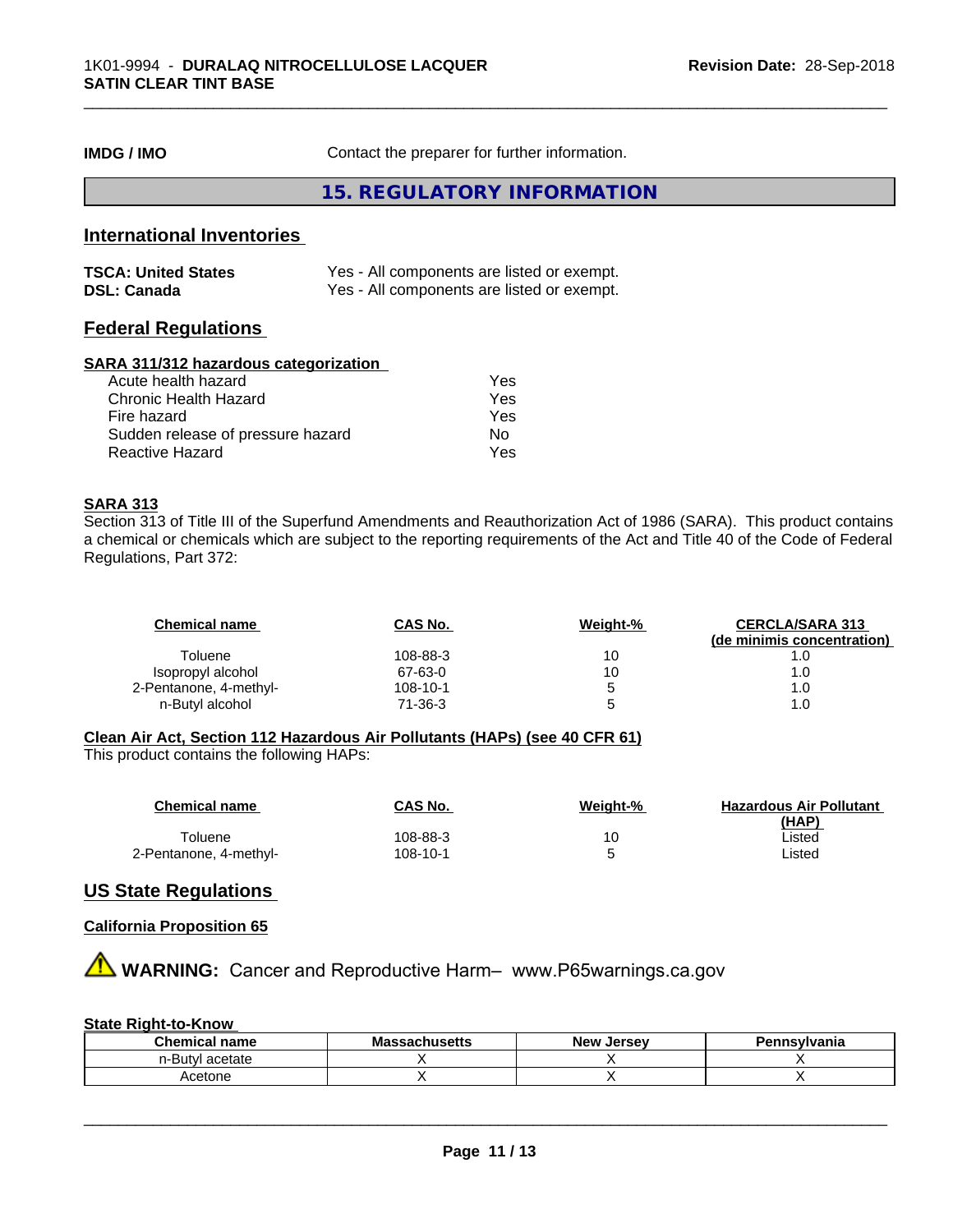| | |
|---|---|
| **IMDG / IMO** | Contact the preparer for further information. |

## 15. REGULATORY INFORMATION

### International Inventories

| | |
|---|---|
| **TSCA: United States** | Yes - All components are listed or exempt. |
| **DSL: Canada** | Yes - All components are listed or exempt. |

### Federal Regulations

**SARA 311/312 hazardous categorization**

| | |
|---|---|
| Acute health hazard | Yes |
| Chronic Health Hazard | Yes |
| Fire hazard | Yes |
| Sudden release of pressure hazard | No |
| Reactive Hazard | Yes |

**SARA 313**

Section 313 of Title III of the Superfund Amendments and Reauthorization Act of 1986 (SARA). This product contains a chemical or chemicals which are subject to the reporting requirements of the Act and Title 40 of the Code of Federal Regulations, Part 372:

| Chemical name | CAS No. | Weight-% | CERCLA/SARA 313 (de minimis concentration) |
|---|---|---|---|
| Toluene | 108-88-3 | 10 | 1.0 |
| Isopropyl alcohol | 67-63-0 | 10 | 1.0 |
| 2-Pentanone, 4-methyl- | 108-10-1 | 5 | 1.0 |
| n-Butyl alcohol | 71-36-3 | 5 | 1.0 |

**Clean Air Act, Section 112 Hazardous Air Pollutants (HAPs) (see 40 CFR 61)**

This product contains the following HAPs:

| Chemical name | CAS No. | Weight-% | Hazardous Air Pollutant (HAP) |
|---|---|---|---|
| Toluene | 108-88-3 | 10 | Listed |
| 2-Pentanone, 4-methyl- | 108-10-1 | 5 | Listed |

### US State Regulations

**California Proposition 65**

⚠ **WARNING:** Cancer and Reproductive Harm– www.P65warnings.ca.gov

**State Right-to-Know**

| Chemical name | Massachusetts | New Jersey | Pennsylvania |
|---|---|---|---|
| n-Butyl acetate | X | X | X |
| Acetone | X | X | X |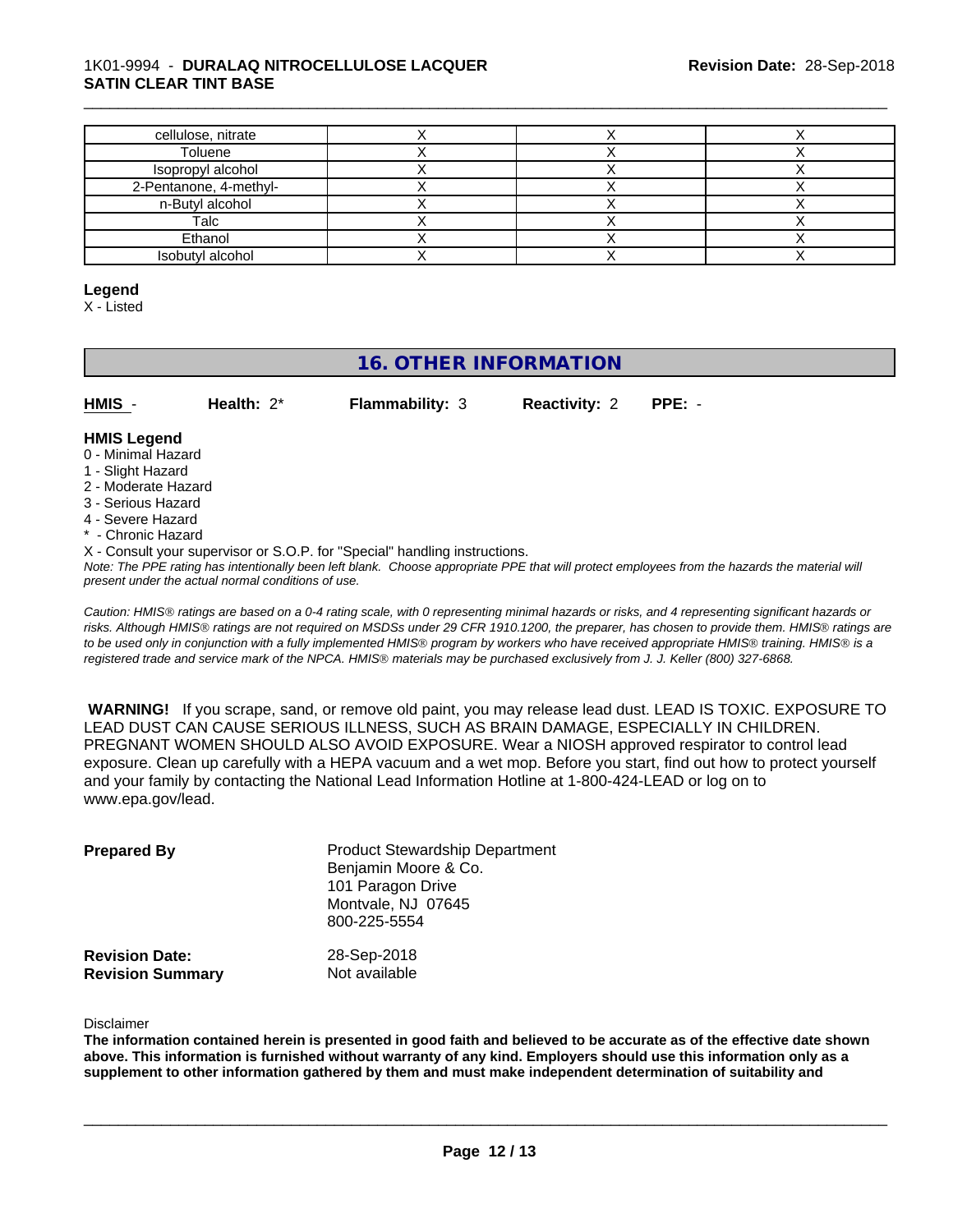| | | | |
|---|---|---|---|
| cellulose, nitrate | X | X | X |
| Toluene | X | X | X |
| Isopropyl alcohol | X | X | X |
| 2-Pentanone, 4-methyl- | X | X | X |
| n-Butyl alcohol | X | X | X |
| Talc | X | X | X |
| Ethanol | X | X | X |
| Isobutyl alcohol | X | X | X |

**Legend**
X - Listed

## 16. OTHER INFORMATION

**HMIS** - **Health:** 2* **Flammability:** 3 **Reactivity:** 2 **PPE:** -

**HMIS Legend**
0 - Minimal Hazard
1 - Slight Hazard
2 - Moderate Hazard
3 - Serious Hazard
4 - Severe Hazard
* - Chronic Hazard
X - Consult your supervisor or S.O.P. for "Special" handling instructions.
*Note: The PPE rating has intentionally been left blank. Choose appropriate PPE that will protect employees from the hazards the material will present under the actual normal conditions of use.*

*Caution: HMIS® ratings are based on a 0-4 rating scale, with 0 representing minimal hazards or risks, and 4 representing significant hazards or risks. Although HMIS® ratings are not required on MSDSs under 29 CFR 1910.1200, the preparer, has chosen to provide them. HMIS® ratings are to be used only in conjunction with a fully implemented HMIS® program by workers who have received appropriate HMIS® training. HMIS® is a registered trade and service mark of the NPCA. HMIS® materials may be purchased exclusively from J. J. Keller (800) 327-6868.*

**WARNING!** If you scrape, sand, or remove old paint, you may release lead dust. LEAD IS TOXIC. EXPOSURE TO LEAD DUST CAN CAUSE SERIOUS ILLNESS, SUCH AS BRAIN DAMAGE, ESPECIALLY IN CHILDREN. PREGNANT WOMEN SHOULD ALSO AVOID EXPOSURE. Wear a NIOSH approved respirator to control lead exposure. Clean up carefully with a HEPA vacuum and a wet mop. Before you start, find out how to protect yourself and your family by contacting the National Lead Information Hotline at 1-800-424-LEAD or log on to www.epa.gov/lead.

**Prepared By**
Product Stewardship Department
Benjamin Moore & Co.
101 Paragon Drive
Montvale, NJ 07645
800-225-5554

**Revision Date:** 28-Sep-2018
**Revision Summary** Not available

Disclaimer
**The information contained herein is presented in good faith and believed to be accurate as of the effective date shown above. This information is furnished without warranty of any kind. Employers should use this information only as a supplement to other information gathered by them and must make independent determination of suitability and**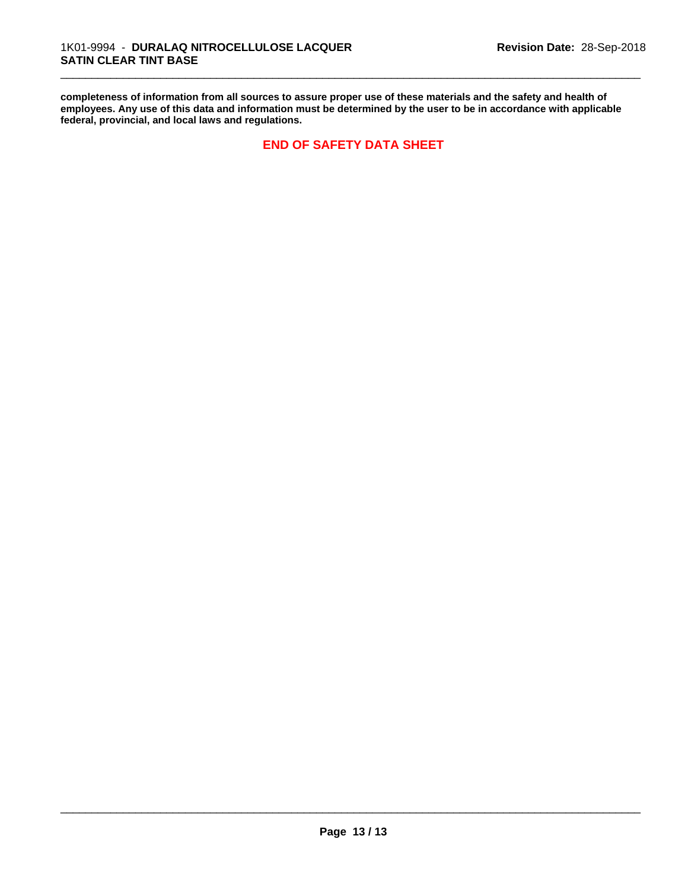**completeness of information from all sources to assure proper use of these materials and the safety and health of employees. Any use of this data and information must be determined by the user to be in accordance with applicable federal, provincial, and local laws and regulations.**

**END OF SAFETY DATA SHEET**